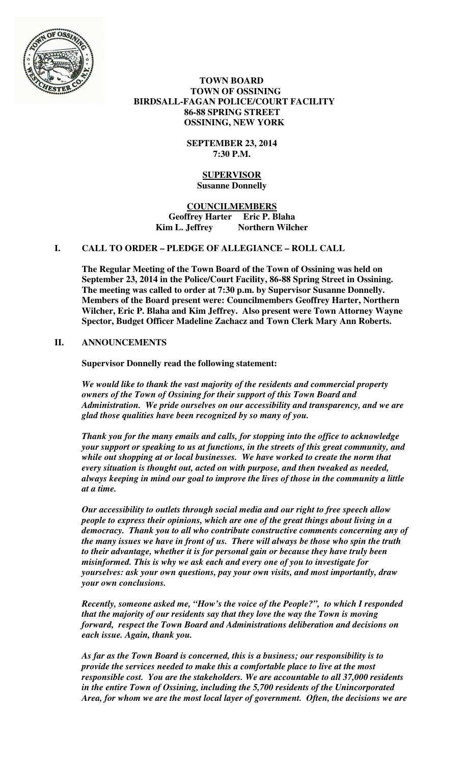**TOWN BOARD**
**TOWN OF OSSINING**
**BIRDSALL-FAGAN POLICE/COURT FACILITY**
**86-88 SPRING STREET**
**OSSINING, NEW YORK**

**SEPTEMBER 23, 2014**
**7:30 P.M.**

**SUPERVISOR**
**Susanne Donnelly**

**COUNCILMEMBERS**
**Geoffrey Harter Eric P. Blaha**
**Kim L. Jeffrey Northern Wilcher**

## I. CALL TO ORDER – PLEDGE OF ALLEGIANCE – ROLL CALL

**The Regular Meeting of the Town Board of the Town of Ossining was held on September 23, 2014 in the Police/Court Facility, 86-88 Spring Street in Ossining. The meeting was called to order at 7:30 p.m. by Supervisor Susanne Donnelly. Members of the Board present were: Councilmembers Geoffrey Harter, Northern Wilcher, Eric P. Blaha and Kim Jeffrey. Also present were Town Attorney Wayne Spector, Budget Officer Madeline Zachacz and Town Clerk Mary Ann Roberts.**

## II. ANNOUNCEMENTS

**Supervisor Donnelly read the following statement:**

***We would like to thank the vast majority of the residents and commercial property owners of the Town of Ossining for their support of this Town Board and Administration. We pride ourselves on our accessibility and transparency, and we are glad those qualities have been recognized by so many of you.***

***Thank you for the many emails and calls, for stopping into the office to acknowledge your support or speaking to us at functions, in the streets of this great community, and while out shopping at or local businesses. We have worked to create the norm that every situation is thought out, acted on with purpose, and then tweaked as needed, always keeping in mind our goal to improve the lives of those in the community a little at a time.***

***Our accessibility to outlets through social media and our right to free speech allow people to express their opinions, which are one of the great things about living in a democracy. Thank you to all who contribute constructive comments concerning any of the many issues we have in front of us. There will always be those who spin the truth to their advantage, whether it is for personal gain or because they have truly been misinformed. This is why we ask each and every one of you to investigate for yourselves: ask your own questions, pay your own visits, and most importantly, draw your own conclusions.***

***Recently, someone asked me, "How's the voice of the People?", to which I responded that the majority of our residents say that they love the way the Town is moving forward, respect the Town Board and Administrations deliberation and decisions on each issue. Again, thank you.***

***As far as the Town Board is concerned, this is a business; our responsibility is to provide the services needed to make this a comfortable place to live at the most responsible cost. You are the stakeholders. We are accountable to all 37,000 residents in the entire Town of Ossining, including the 5,700 residents of the Unincorporated Area, for whom we are the most local layer of government. Often, the decisions we are***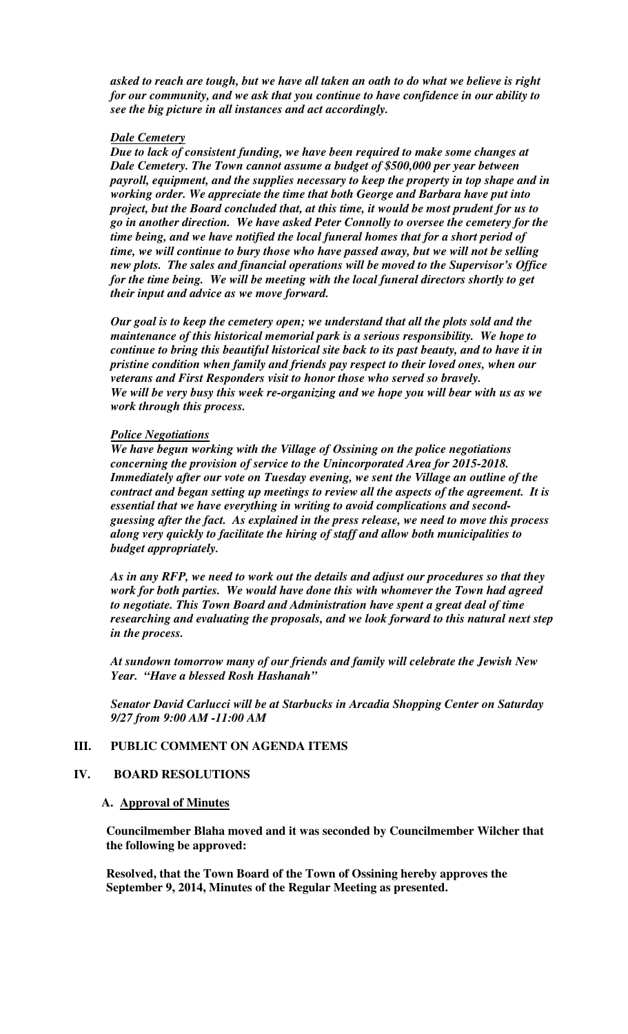***asked to reach are tough, but we have all taken an oath to do what we believe is right for our community, and we ask that you continue to have confidence in our ability to see the big picture in all instances and act accordingly.***

***Dale Cemetery***

***Due to lack of consistent funding, we have been required to make some changes at Dale Cemetery. The Town cannot assume a budget of $500,000 per year between payroll, equipment, and the supplies necessary to keep the property in top shape and in working order. We appreciate the time that both George and Barbara have put into project, but the Board concluded that, at this time, it would be most prudent for us to go in another direction. We have asked Peter Connolly to oversee the cemetery for the time being, and we have notified the local funeral homes that for a short period of time, we will continue to bury those who have passed away, but we will not be selling new plots. The sales and financial operations will be moved to the Supervisor's Office for the time being. We will be meeting with the local funeral directors shortly to get their input and advice as we move forward.***

***Our goal is to keep the cemetery open; we understand that all the plots sold and the maintenance of this historical memorial park is a serious responsibility. We hope to continue to bring this beautiful historical site back to its past beauty, and to have it in pristine condition when family and friends pay respect to their loved ones, when our veterans and First Responders visit to honor those who served so bravely. We will be very busy this week re-organizing and we hope you will bear with us as we work through this process.***

***Police Negotiations***

***We have begun working with the Village of Ossining on the police negotiations concerning the provision of service to the Unincorporated Area for 2015-2018. Immediately after our vote on Tuesday evening, we sent the Village an outline of the contract and began setting up meetings to review all the aspects of the agreement. It is essential that we have everything in writing to avoid complications and second-guessing after the fact. As explained in the press release, we need to move this process along very quickly to facilitate the hiring of staff and allow both municipalities to budget appropriately.***

***As in any RFP, we need to work out the details and adjust our procedures so that they work for both parties. We would have done this with whomever the Town had agreed to negotiate. This Town Board and Administration have spent a great deal of time researching and evaluating the proposals, and we look forward to this natural next step in the process.***

***At sundown tomorrow many of our friends and family will celebrate the Jewish New Year. "Have a blessed Rosh Hashanah"***

***Senator David Carlucci will be at Starbucks in Arcadia Shopping Center on Saturday 9/27 from 9:00 AM -11:00 AM***

## III. PUBLIC COMMENT ON AGENDA ITEMS

## IV. BOARD RESOLUTIONS

### A. Approval of Minutes

**Councilmember Blaha moved and it was seconded by Councilmember Wilcher that the following be approved:**

**Resolved, that the Town Board of the Town of Ossining hereby approves the September 9, 2014, Minutes of the Regular Meeting as presented.**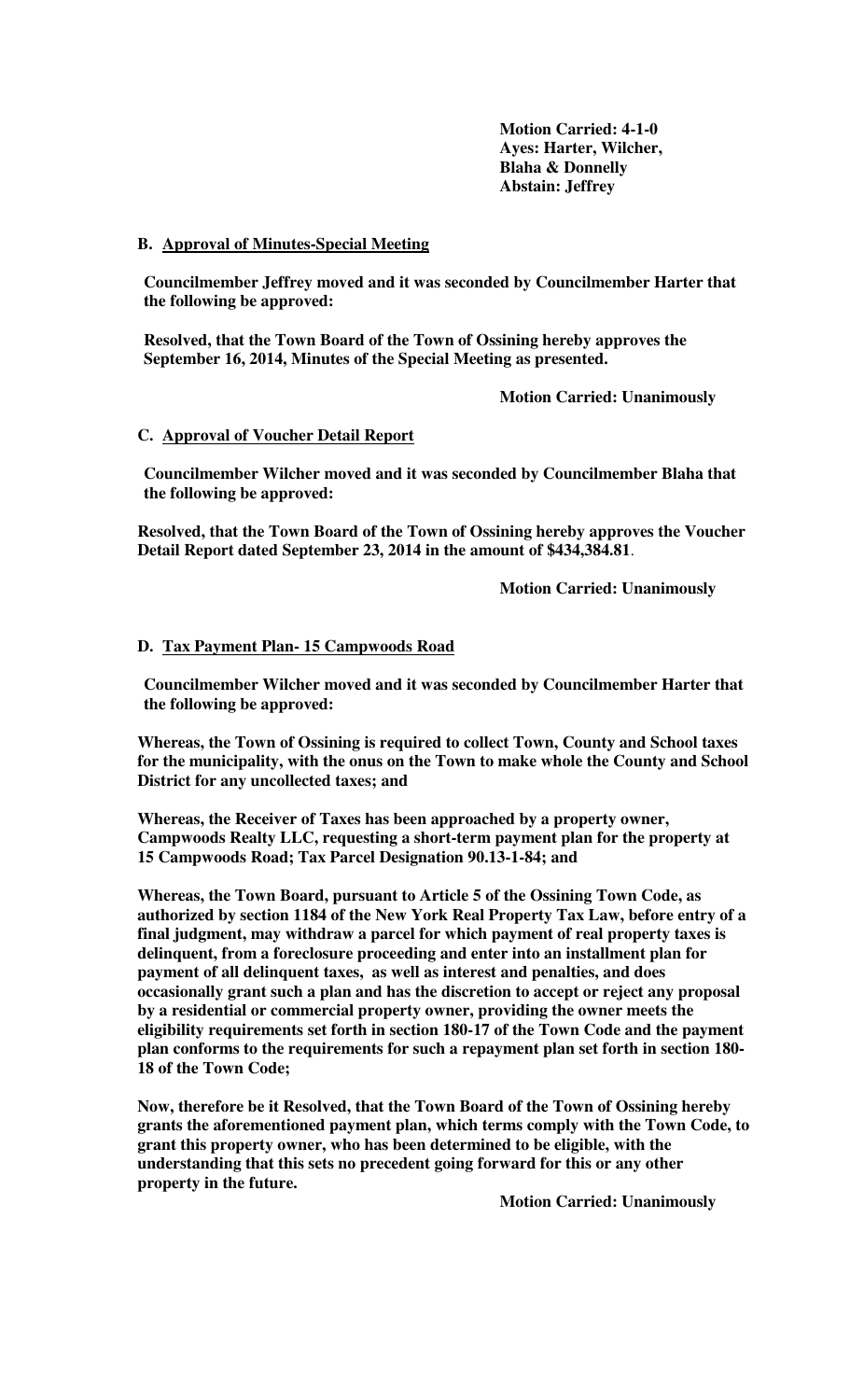**Motion Carried: 4-1-0**
**Ayes: Harter, Wilcher, Blaha & Donnelly**
**Abstain: Jeffrey**

**B. Approval of Minutes-Special Meeting**

**Councilmember Jeffrey moved and it was seconded by Councilmember Harter that the following be approved:**

**Resolved, that the Town Board of the Town of Ossining hereby approves the September 16, 2014, Minutes of the Special Meeting as presented.**

**Motion Carried: Unanimously**

**C. Approval of Voucher Detail Report**

**Councilmember Wilcher moved and it was seconded by Councilmember Blaha that the following be approved:**

**Resolved, that the Town Board of the Town of Ossining hereby approves the Voucher Detail Report dated September 23, 2014 in the amount of $434,384.81**.

**Motion Carried: Unanimously**

**D. Tax Payment Plan- 15 Campwoods Road**

**Councilmember Wilcher moved and it was seconded by Councilmember Harter that the following be approved:**

**Whereas, the Town of Ossining is required to collect Town, County and School taxes for the municipality, with the onus on the Town to make whole the County and School District for any uncollected taxes; and**

**Whereas, the Receiver of Taxes has been approached by a property owner, Campwoods Realty LLC, requesting a short-term payment plan for the property at 15 Campwoods Road; Tax Parcel Designation 90.13-1-84; and**

**Whereas, the Town Board, pursuant to Article 5 of the Ossining Town Code, as authorized by section 1184 of the New York Real Property Tax Law, before entry of a final judgment, may withdraw a parcel for which payment of real property taxes is delinquent, from a foreclosure proceeding and enter into an installment plan for payment of all delinquent taxes, as well as interest and penalties, and does occasionally grant such a plan and has the discretion to accept or reject any proposal by a residential or commercial property owner, providing the owner meets the eligibility requirements set forth in section 180-17 of the Town Code and the payment plan conforms to the requirements for such a repayment plan set forth in section 180-18 of the Town Code;**

**Now, therefore be it Resolved, that the Town Board of the Town of Ossining hereby grants the aforementioned payment plan, which terms comply with the Town Code, to grant this property owner, who has been determined to be eligible, with the understanding that this sets no precedent going forward for this or any other property in the future.**

**Motion Carried: Unanimously**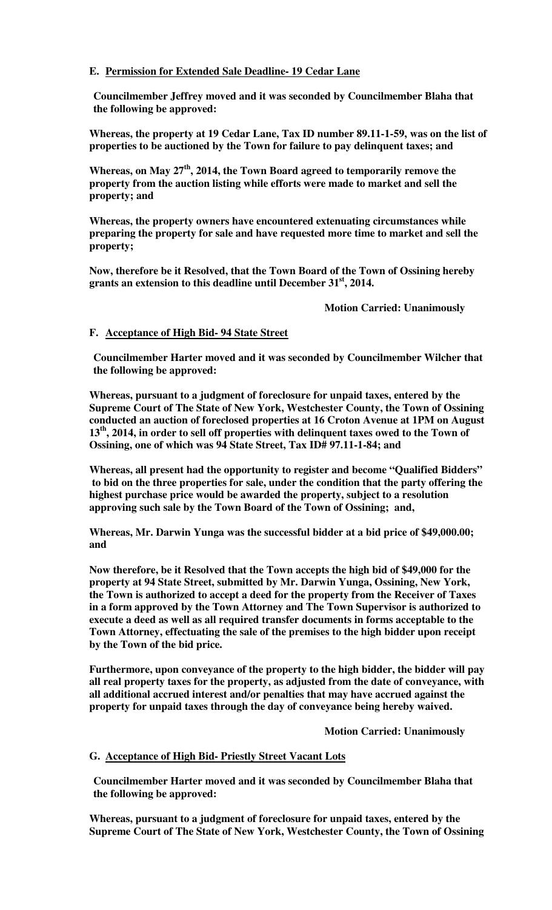**E. Permission for Extended Sale Deadline- 19 Cedar Lane**

**Councilmember Jeffrey moved and it was seconded by Councilmember Blaha that the following be approved:**

**Whereas, the property at 19 Cedar Lane, Tax ID number 89.11-1-59, was on the list of properties to be auctioned by the Town for failure to pay delinquent taxes; and**

**Whereas, on May 27th, 2014, the Town Board agreed to temporarily remove the property from the auction listing while efforts were made to market and sell the property; and**

**Whereas, the property owners have encountered extenuating circumstances while preparing the property for sale and have requested more time to market and sell the property;**

**Now, therefore be it Resolved, that the Town Board of the Town of Ossining hereby grants an extension to this deadline until December 31st, 2014.**

**Motion Carried: Unanimously**

**F. Acceptance of High Bid- 94 State Street**

**Councilmember Harter moved and it was seconded by Councilmember Wilcher that the following be approved:**

**Whereas, pursuant to a judgment of foreclosure for unpaid taxes, entered by the Supreme Court of The State of New York, Westchester County, the Town of Ossining conducted an auction of foreclosed properties at 16 Croton Avenue at 1PM on August 13th, 2014, in order to sell off properties with delinquent taxes owed to the Town of Ossining, one of which was 94 State Street, Tax ID# 97.11-1-84; and**

**Whereas, all present had the opportunity to register and become "Qualified Bidders" to bid on the three properties for sale, under the condition that the party offering the highest purchase price would be awarded the property, subject to a resolution approving such sale by the Town Board of the Town of Ossining; and,**

**Whereas, Mr. Darwin Yunga was the successful bidder at a bid price of $49,000.00; and**

**Now therefore, be it Resolved that the Town accepts the high bid of $49,000 for the property at 94 State Street, submitted by Mr. Darwin Yunga, Ossining, New York, the Town is authorized to accept a deed for the property from the Receiver of Taxes in a form approved by the Town Attorney and The Town Supervisor is authorized to execute a deed as well as all required transfer documents in forms acceptable to the Town Attorney, effectuating the sale of the premises to the high bidder upon receipt by the Town of the bid price.**

**Furthermore, upon conveyance of the property to the high bidder, the bidder will pay all real property taxes for the property, as adjusted from the date of conveyance, with all additional accrued interest and/or penalties that may have accrued against the property for unpaid taxes through the day of conveyance being hereby waived.**

**Motion Carried: Unanimously**

**G. Acceptance of High Bid- Priestly Street Vacant Lots**

**Councilmember Harter moved and it was seconded by Councilmember Blaha that the following be approved:**

**Whereas, pursuant to a judgment of foreclosure for unpaid taxes, entered by the Supreme Court of The State of New York, Westchester County, the Town of Ossining**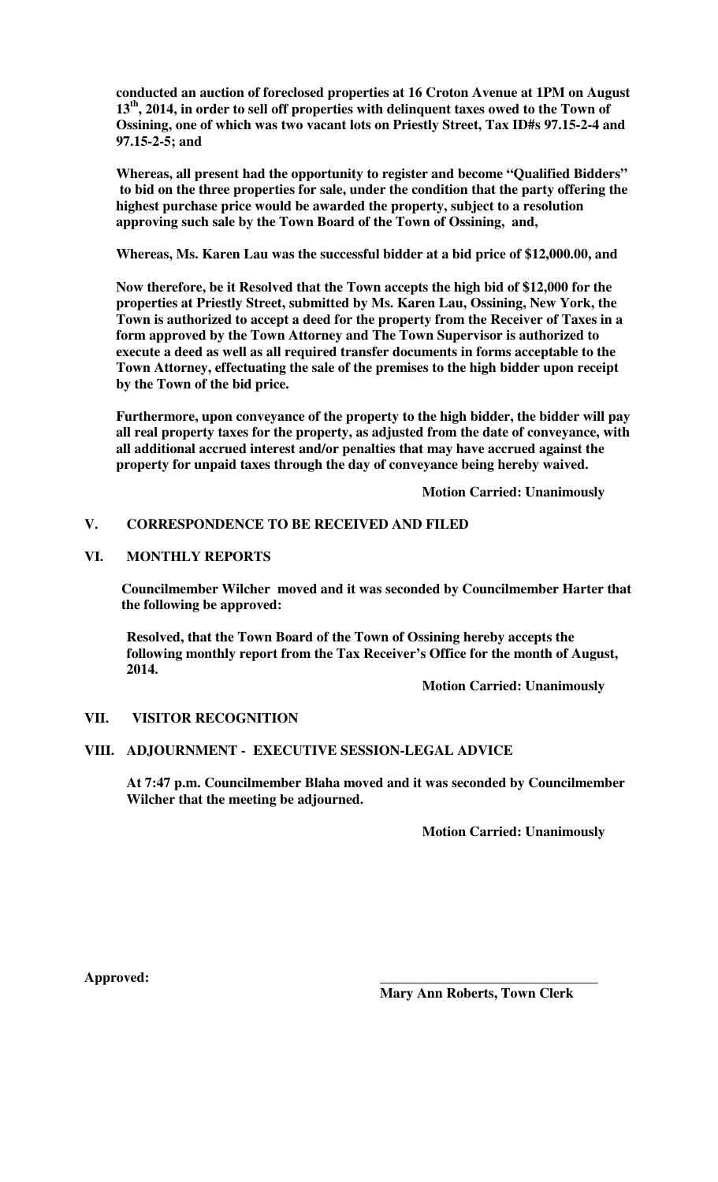**conducted an auction of foreclosed properties at 16 Croton Avenue at 1PM on August 13th, 2014, in order to sell off properties with delinquent taxes owed to the Town of Ossining, one of which was two vacant lots on Priestly Street, Tax ID#s 97.15-2-4 and 97.15-2-5; and**

**Whereas, all present had the opportunity to register and become "Qualified Bidders" to bid on the three properties for sale, under the condition that the party offering the highest purchase price would be awarded the property, subject to a resolution approving such sale by the Town Board of the Town of Ossining, and,**

**Whereas, Ms. Karen Lau was the successful bidder at a bid price of $12,000.00, and**

**Now therefore, be it Resolved that the Town accepts the high bid of $12,000 for the properties at Priestly Street, submitted by Ms. Karen Lau, Ossining, New York, the Town is authorized to accept a deed for the property from the Receiver of Taxes in a form approved by the Town Attorney and The Town Supervisor is authorized to execute a deed as well as all required transfer documents in forms acceptable to the Town Attorney, effectuating the sale of the premises to the high bidder upon receipt by the Town of the bid price.**

**Furthermore, upon conveyance of the property to the high bidder, the bidder will pay all real property taxes for the property, as adjusted from the date of conveyance, with all additional accrued interest and/or penalties that may have accrued against the property for unpaid taxes through the day of conveyance being hereby waived.**

**Motion Carried: Unanimously**

## V. CORRESPONDENCE TO BE RECEIVED AND FILED

## VI. MONTHLY REPORTS

**Councilmember Wilcher moved and it was seconded by Councilmember Harter that the following be approved:**

**Resolved, that the Town Board of the Town of Ossining hereby accepts the following monthly report from the Tax Receiver's Office for the month of August, 2014.**

**Motion Carried: Unanimously**

## VII. VISITOR RECOGNITION

## VIII. ADJOURNMENT - EXECUTIVE SESSION-LEGAL ADVICE

**At 7:47 p.m. Councilmember Blaha moved and it was seconded by Councilmember Wilcher that the meeting be adjourned.**

**Motion Carried: Unanimously**

**Approved:**

\_\_\_\_\_\_\_\_\_\_\_\_\_\_\_\_\_\_\_\_\_\_\_\_\_\_\_\_\_\_\_\_
**Mary Ann Roberts, Town Clerk**